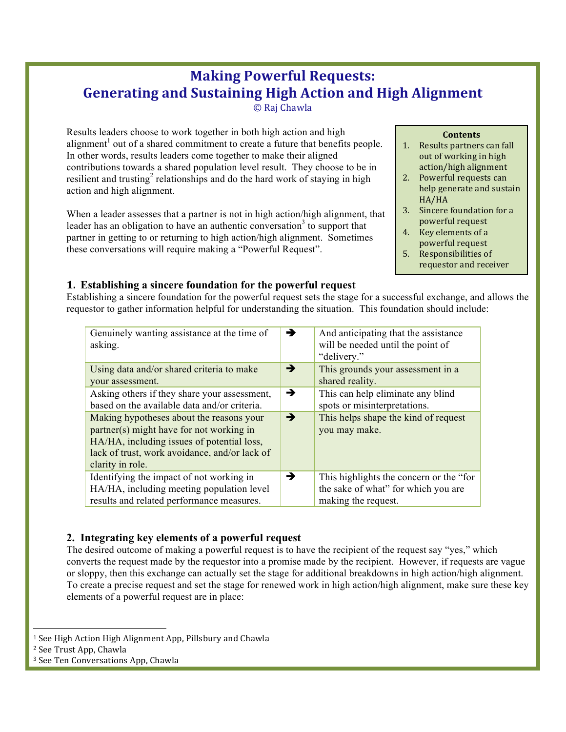# Making Powerful Requests: Generating and Sustaining High Action and High Alignment

© Raj Chawla

**Contents**

1. Results partners can fall out of working in high action/high alignment
2. Powerful requests can help generate and sustain HA/HA
3. Sincere foundation for a powerful request
4. Key elements of a powerful request
5. Responsibilities of requestor and receiver

Results leaders choose to work together in both high action and high alignment[1] out of a shared commitment to create a future that benefits people. In other words, results leaders come together to make their aligned contributions towards a shared population level result. They choose to be in resilient and trusting[2] relationships and do the hard work of staying in high action and high alignment.

When a leader assesses that a partner is not in high action/high alignment, that leader has an obligation to have an authentic conversation[3] to support that partner in getting to or returning to high action/high alignment. Sometimes these conversations will require making a "Powerful Request".

## 1. Establishing a sincere foundation for the powerful request

Establishing a sincere foundation for the powerful request sets the stage for a successful exchange, and allows the requestor to gather information helpful for understanding the situation. This foundation should include:

| | | |
|---|---|---|
| Genuinely wanting assistance at the time of asking. | ➔ | And anticipating that the assistance will be needed until the point of "delivery." |
| Using data and/or shared criteria to make your assessment. | ➔ | This grounds your assessment in a shared reality. |
| Asking others if they share your assessment, based on the available data and/or criteria. | ➔ | This can help eliminate any blind spots or misinterpretations. |
| Making hypotheses about the reasons your partner(s) might have for not working in HA/HA, including issues of potential loss, lack of trust, work avoidance, and/or lack of clarity in role. | ➔ | This helps shape the kind of request you may make. |
| Identifying the impact of not working in HA/HA, including meeting population level results and related performance measures. | ➔ | This highlights the concern or the "for the sake of what" for which you are making the request. |

## 2. Integrating key elements of a powerful request

The desired outcome of making a powerful request is to have the recipient of the request say "yes," which converts the request made by the requestor into a promise made by the recipient. However, if requests are vague or sloppy, then this exchange can actually set the stage for additional breakdowns in high action/high alignment. To create a precise request and set the stage for renewed work in high action/high alignment, make sure these key elements of a powerful request are in place:

---

[1] See High Action High Alignment App, Pillsbury and Chawla

[2] See Trust App, Chawla

[3] See Ten Conversations App, Chawla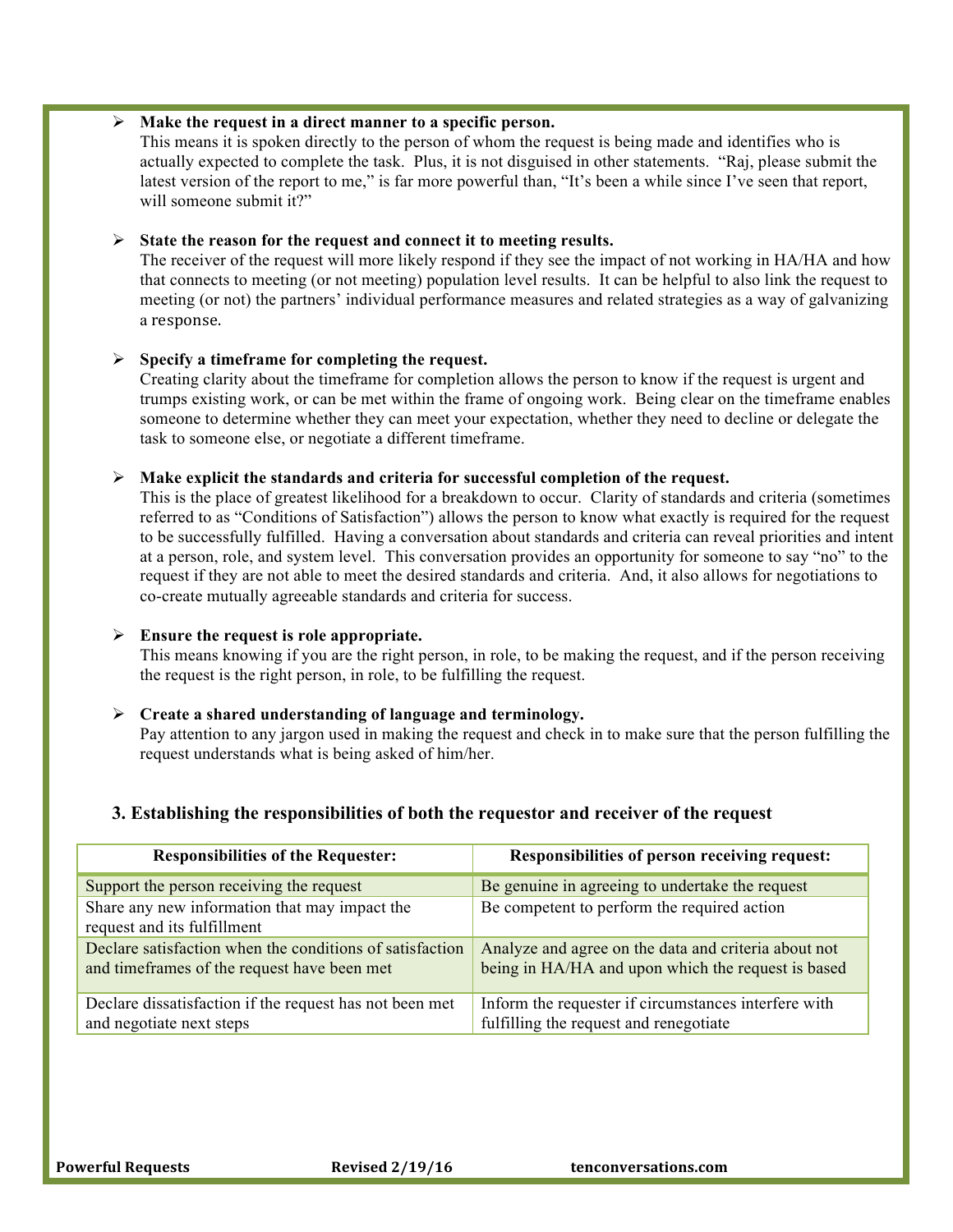- **Make the request in a direct manner to a specific person.**
  This means it is spoken directly to the person of whom the request is being made and identifies who is actually expected to complete the task. Plus, it is not disguised in other statements. "Raj, please submit the latest version of the report to me," is far more powerful than, "It's been a while since I've seen that report, will someone submit it?"

- **State the reason for the request and connect it to meeting results.**
  The receiver of the request will more likely respond if they see the impact of not working in HA/HA and how that connects to meeting (or not meeting) population level results. It can be helpful to also link the request to meeting (or not) the partners' individual performance measures and related strategies as a way of galvanizing a response.

- **Specify a timeframe for completing the request.**
  Creating clarity about the timeframe for completion allows the person to know if the request is urgent and trumps existing work, or can be met within the frame of ongoing work. Being clear on the timeframe enables someone to determine whether they can meet your expectation, whether they need to decline or delegate the task to someone else, or negotiate a different timeframe.

- **Make explicit the standards and criteria for successful completion of the request.**
  This is the place of greatest likelihood for a breakdown to occur. Clarity of standards and criteria (sometimes referred to as "Conditions of Satisfaction") allows the person to know what exactly is required for the request to be successfully fulfilled. Having a conversation about standards and criteria can reveal priorities and intent at a person, role, and system level. This conversation provides an opportunity for someone to say "no" to the request if they are not able to meet the desired standards and criteria. And, it also allows for negotiations to co-create mutually agreeable standards and criteria for success.

- **Ensure the request is role appropriate.**
  This means knowing if you are the right person, in role, to be making the request, and if the person receiving the request is the right person, in role, to be fulfilling the request.

- **Create a shared understanding of language and terminology.**
  Pay attention to any jargon used in making the request and check in to make sure that the person fulfilling the request understands what is being asked of him/her.

### 3. Establishing the responsibilities of both the requestor and receiver of the request

| Responsibilities of the Requester: | Responsibilities of person receiving request: |
|---|---|
| Support the person receiving the request | Be genuine in agreeing to undertake the request |
| Share any new information that may impact the request and its fulfillment | Be competent to perform the required action |
| Declare satisfaction when the conditions of satisfaction and timeframes of the request have been met | Analyze and agree on the data and criteria about not being in HA/HA and upon which the request is based |
| Declare dissatisfaction if the request has not been met and negotiate next steps | Inform the requester if circumstances interfere with fulfilling the request and renegotiate |